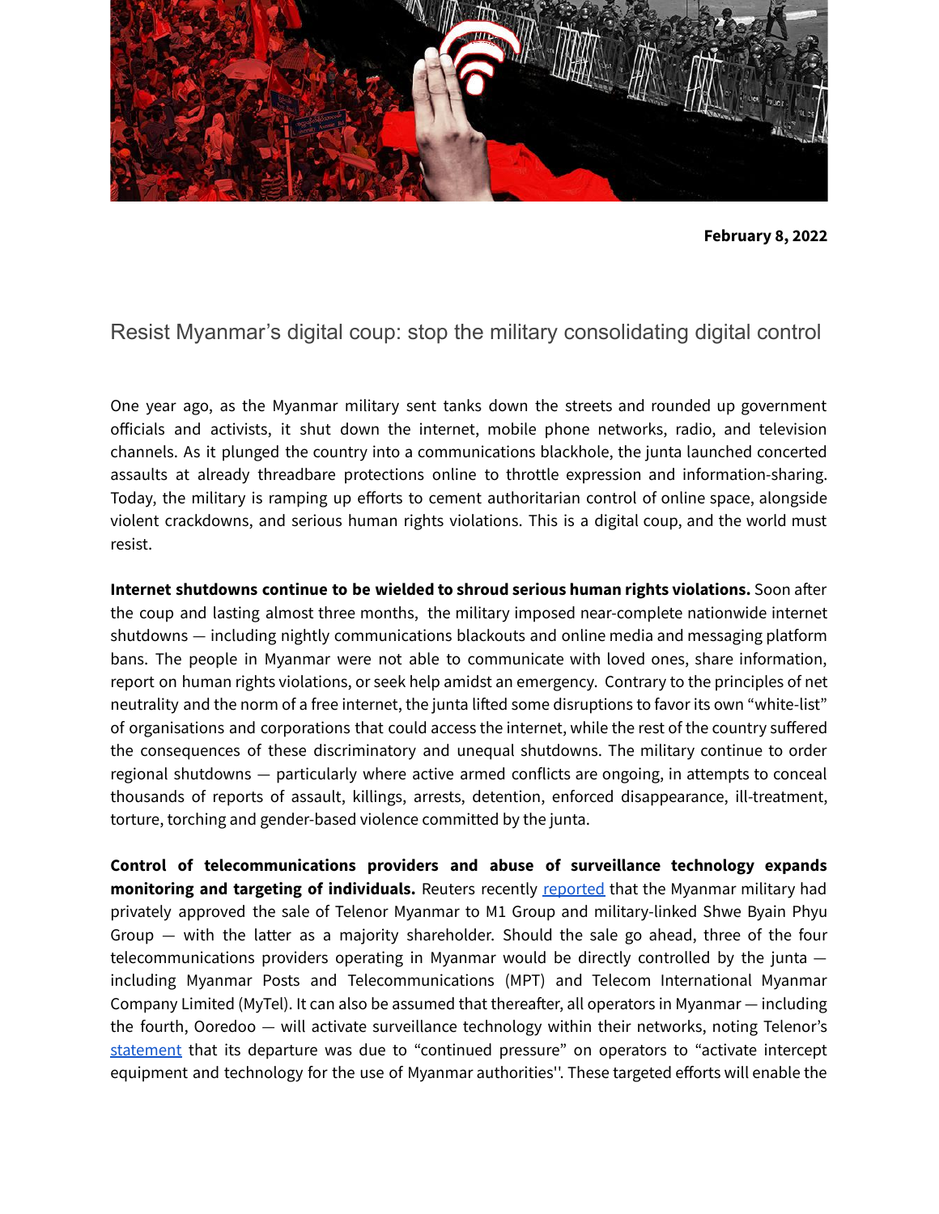**February 8, 2022**

# Resist Myanmar's digital coup: stop the military consolidating digital control

One year ago, as the Myanmar military sent tanks down the streets and rounded up government officials and activists, it shut down the internet, mobile phone networks, radio, and television channels. As it plunged the country into a communications blackhole, the junta launched concerted assaults at already threadbare protections online to throttle expression and information-sharing. Today, the military is ramping up efforts to cement authoritarian control of online space, alongside violent crackdowns, and serious human rights violations. This is a digital coup, and the world must resist.

**Internet shutdowns continue to be wielded to shroud serious human rights violations.** Soon after the coup and lasting almost three months, the military imposed near-complete nationwide internet shutdowns — including nightly communications blackouts and online media and messaging platform bans. The people in Myanmar were not able to communicate with loved ones, share information, report on human rights violations, or seek help amidst an emergency. Contrary to the principles of net neutrality and the norm of a free internet, the junta lifted some disruptions to favor its own "white-list" of organisations and corporations that could access the internet, while the rest of the country suffered the consequences of these discriminatory and unequal shutdowns. The military continue to order regional shutdowns — particularly where active armed conflicts are ongoing, in attempts to conceal thousands of reports of assault, killings, arrests, detention, enforced disappearance, ill-treatment, torture, torching and gender-based violence committed by the junta.

**Control of telecommunications providers and abuse of surveillance technology expands monitoring and targeting of individuals.** Reuters recently reported that the Myanmar military had privately approved the sale of Telenor Myanmar to M1 Group and military-linked Shwe Byain Phyu Group — with the latter as a majority shareholder. Should the sale go ahead, three of the four telecommunications providers operating in Myanmar would be directly controlled by the junta — including Myanmar Posts and Telecommunications (MPT) and Telecom International Myanmar Company Limited (MyTel). It can also be assumed that thereafter, all operators in Myanmar — including the fourth, Ooredoo — will activate surveillance technology within their networks, noting Telenor's statement that its departure was due to "continued pressure" on operators to "activate intercept equipment and technology for the use of Myanmar authorities''. These targeted efforts will enable the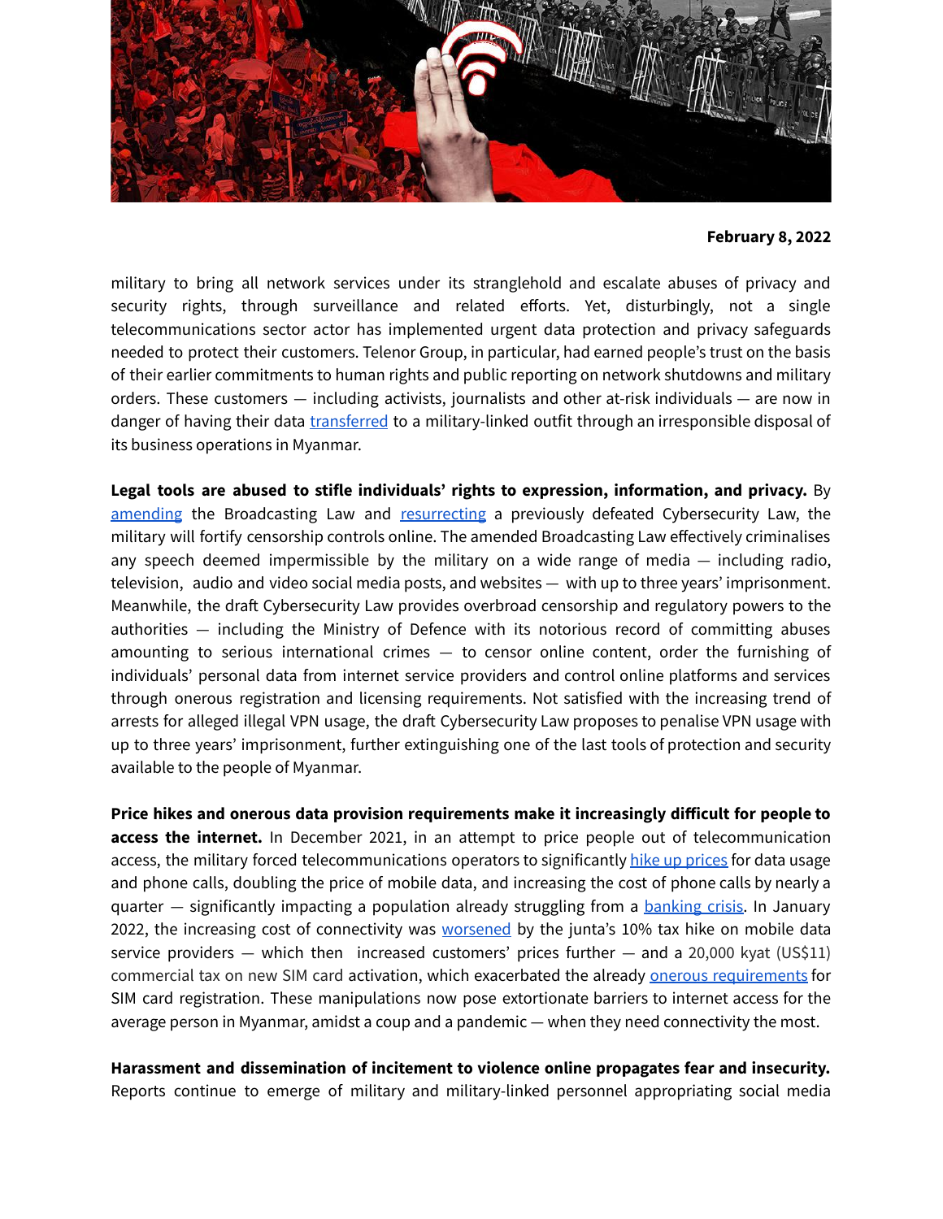**February 8, 2022**

military to bring all network services under its stranglehold and escalate abuses of privacy and security rights, through surveillance and related efforts. Yet, disturbingly, not a single telecommunications sector actor has implemented urgent data protection and privacy safeguards needed to protect their customers. Telenor Group, in particular, had earned people's trust on the basis of their earlier commitments to human rights and public reporting on network shutdowns and military orders. These customers — including activists, journalists and other at-risk individuals — are now in danger of having their data transferred to a military-linked outfit through an irresponsible disposal of its business operations in Myanmar.

**Legal tools are abused to stifle individuals' rights to expression, information, and privacy.** By amending the Broadcasting Law and resurrecting a previously defeated Cybersecurity Law, the military will fortify censorship controls online. The amended Broadcasting Law effectively criminalises any speech deemed impermissible by the military on a wide range of media — including radio, television, audio and video social media posts, and websites — with up to three years' imprisonment. Meanwhile, the draft Cybersecurity Law provides overbroad censorship and regulatory powers to the authorities — including the Ministry of Defence with its notorious record of committing abuses amounting to serious international crimes — to censor online content, order the furnishing of individuals' personal data from internet service providers and control online platforms and services through onerous registration and licensing requirements. Not satisfied with the increasing trend of arrests for alleged illegal VPN usage, the draft Cybersecurity Law proposes to penalise VPN usage with up to three years' imprisonment, further extinguishing one of the last tools of protection and security available to the people of Myanmar.

**Price hikes and onerous data provision requirements make it increasingly difficult for people to access the internet.** In December 2021, in an attempt to price people out of telecommunication access, the military forced telecommunications operators to significantly hike up prices for data usage and phone calls, doubling the price of mobile data, and increasing the cost of phone calls by nearly a quarter — significantly impacting a population already struggling from a banking crisis. In January 2022, the increasing cost of connectivity was worsened by the junta's 10% tax hike on mobile data service providers — which then increased customers' prices further — and a 20,000 kyat (US$11) commercial tax on new SIM card activation, which exacerbated the already onerous requirements for SIM card registration. These manipulations now pose extortionate barriers to internet access for the average person in Myanmar, amidst a coup and a pandemic — when they need connectivity the most.

**Harassment and dissemination of incitement to violence online propagates fear and insecurity.** Reports continue to emerge of military and military-linked personnel appropriating social media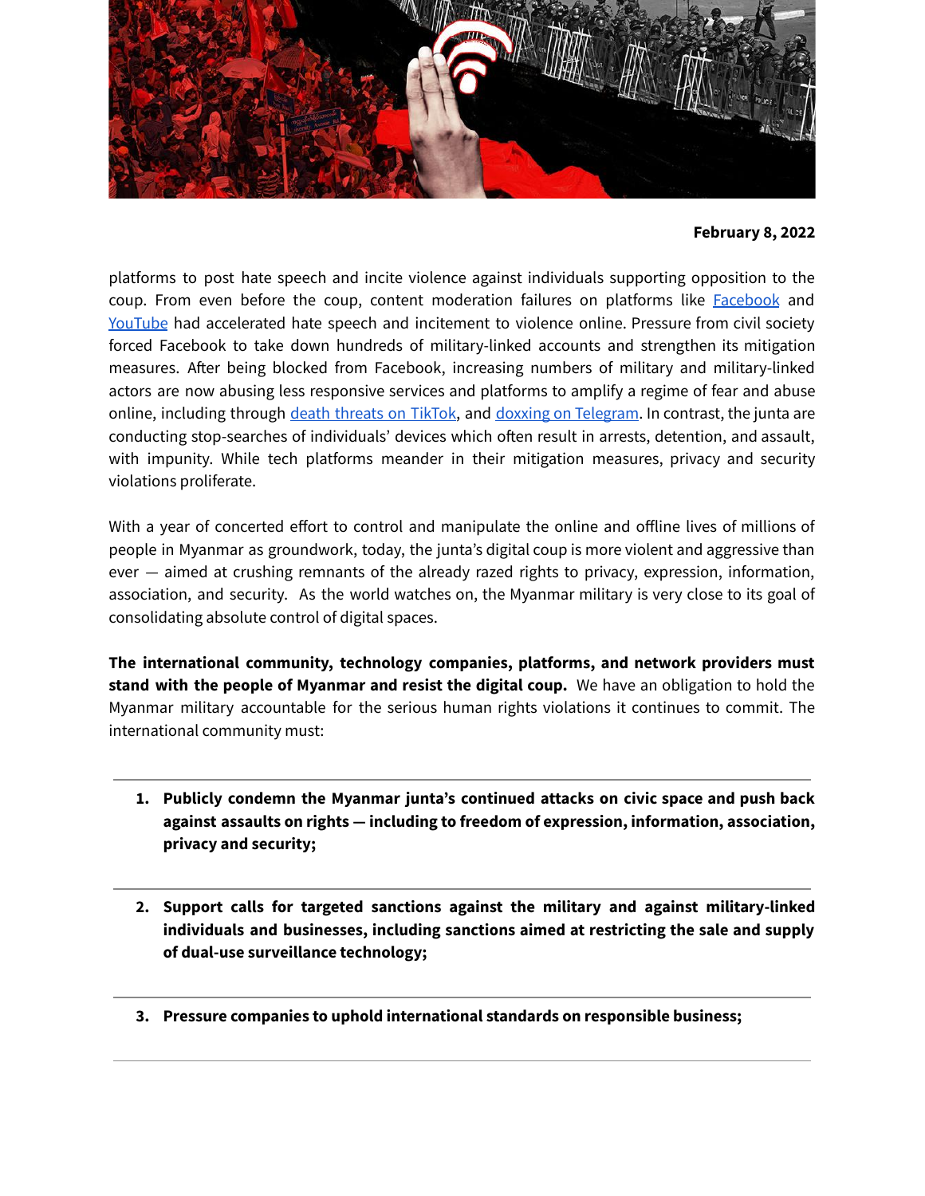**February 8, 2022**

platforms to post hate speech and incite violence against individuals supporting opposition to the coup. From even before the coup, content moderation failures on platforms like Facebook and YouTube had accelerated hate speech and incitement to violence online. Pressure from civil society forced Facebook to take down hundreds of military-linked accounts and strengthen its mitigation measures. After being blocked from Facebook, increasing numbers of military and military-linked actors are now abusing less responsive services and platforms to amplify a regime of fear and abuse online, including through death threats on TikTok, and doxxing on Telegram. In contrast, the junta are conducting stop-searches of individuals' devices which often result in arrests, detention, and assault, with impunity. While tech platforms meander in their mitigation measures, privacy and security violations proliferate.

With a year of concerted effort to control and manipulate the online and offline lives of millions of people in Myanmar as groundwork, today, the junta's digital coup is more violent and aggressive than ever — aimed at crushing remnants of the already razed rights to privacy, expression, information, association, and security. As the world watches on, the Myanmar military is very close to its goal of consolidating absolute control of digital spaces.

**The international community, technology companies, platforms, and network providers must stand with the people of Myanmar and resist the digital coup.** We have an obligation to hold the Myanmar military accountable for the serious human rights violations it continues to commit. The international community must:

1. **Publicly condemn the Myanmar junta's continued attacks on civic space and push back against assaults on rights — including to freedom of expression, information, association, privacy and security;**

2. **Support calls for targeted sanctions against the military and against military-linked individuals and businesses, including sanctions aimed at restricting the sale and supply of dual-use surveillance technology;**

3. **Pressure companies to uphold international standards on responsible business;**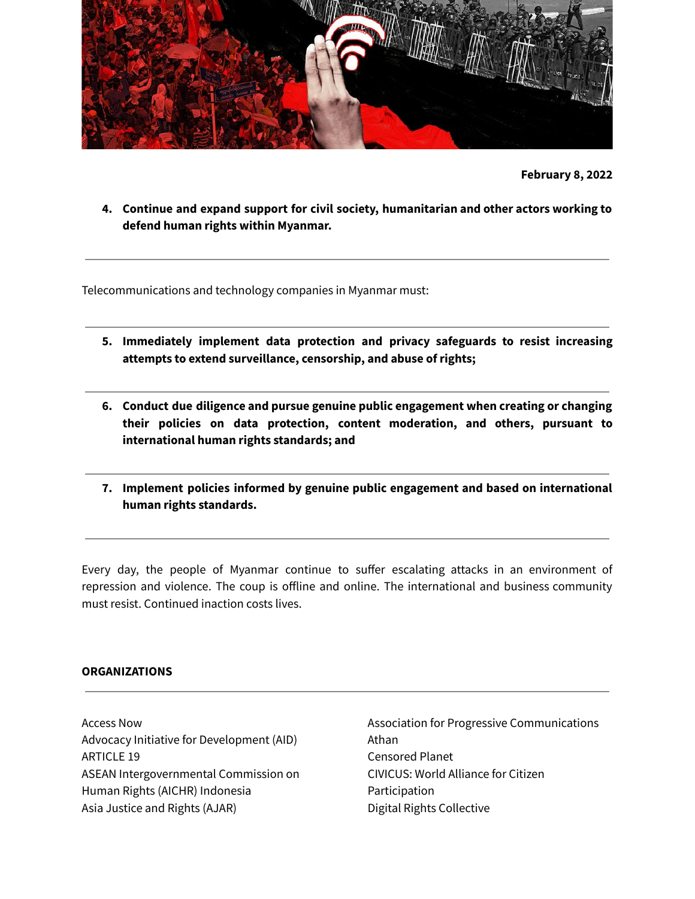**February 8, 2022**

4. **Continue and expand support for civil society, humanitarian and other actors working to defend human rights within Myanmar.**

---

Telecommunications and technology companies in Myanmar must:

---

5. **Immediately implement data protection and privacy safeguards to resist increasing attempts to extend surveillance, censorship, and abuse of rights;**

---

6. **Conduct due diligence and pursue genuine public engagement when creating or changing their policies on data protection, content moderation, and others, pursuant to international human rights standards; and**

---

7. **Implement policies informed by genuine public engagement and based on international human rights standards.**

---

Every day, the people of Myanmar continue to suffer escalating attacks in an environment of repression and violence. The coup is offline and online. The international and business community must resist. Continued inaction costs lives.

**ORGANIZATIONS**

---

Access Now
Advocacy Initiative for Development (AID)
ARTICLE 19
ASEAN Intergovernmental Commission on Human Rights (AICHR) Indonesia
Asia Justice and Rights (AJAR)
Association for Progressive Communications
Athan
Censored Planet
CIVICUS: World Alliance for Citizen Participation
Digital Rights Collective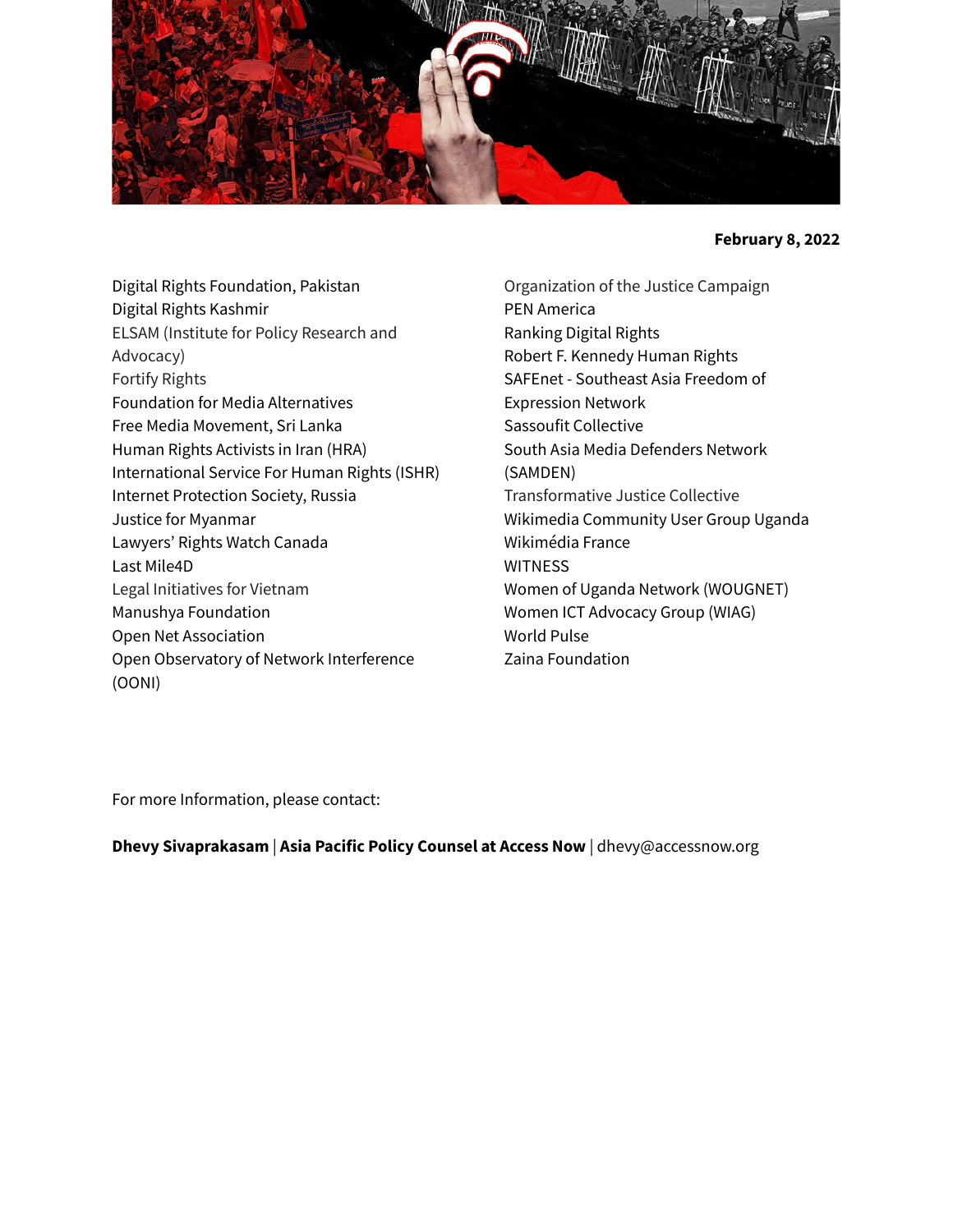**February 8, 2022**

Digital Rights Foundation, Pakistan
Digital Rights Kashmir
ELSAM (Institute for Policy Research and Advocacy)
Fortify Rights
Foundation for Media Alternatives
Free Media Movement, Sri Lanka
Human Rights Activists in Iran (HRA)
International Service For Human Rights (ISHR)
Internet Protection Society, Russia
Justice for Myanmar
Lawyers' Rights Watch Canada
Last Mile4D
Legal Initiatives for Vietnam
Manushya Foundation
Open Net Association
Open Observatory of Network Interference (OONI)
Organization of the Justice Campaign
PEN America
Ranking Digital Rights
Robert F. Kennedy Human Rights
SAFEnet - Southeast Asia Freedom of Expression Network
Sassoufit Collective
South Asia Media Defenders Network (SAMDEN)
Transformative Justice Collective
Wikimedia Community User Group Uganda
Wikimédia France
WITNESS
Women of Uganda Network (WOUGNET)
Women ICT Advocacy Group (WIAG)
World Pulse
Zaina Foundation

For more Information, please contact:

**Dhevy Sivaprakasam** | **Asia Pacific Policy Counsel at Access Now** | dhevy@accessnow.org